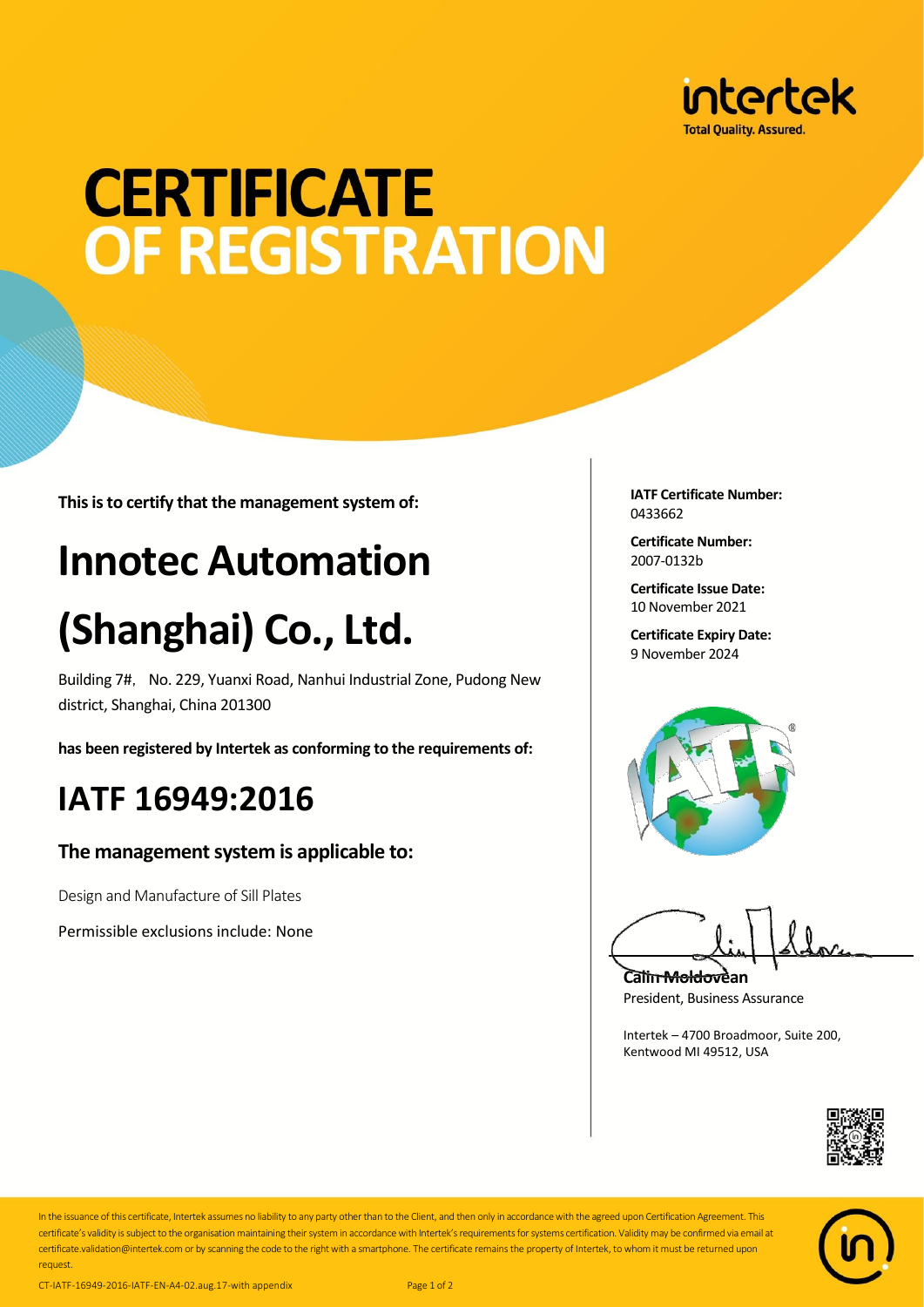intertek
Total Quality. Assured.

# CERTIFICATE OF REGISTRATION

**This is to certify that the management system of:**

# Innotec Automation (Shanghai) Co., Ltd.

Building 7#, No. 229, Yuanxi Road, Nanhui Industrial Zone, Pudong New district, Shanghai, China 201300

**has been registered by Intertek as conforming to the requirements of:**

## IATF 16949:2016

### The management system is applicable to:

Design and Manufacture of Sill Plates

Permissible exclusions include: None

**IATF Certificate Number:**
0433662

**Certificate Number:**
2007-0132b

**Certificate Issue Date:**
10 November 2021

**Certificate Expiry Date:**
9 November 2024

**Calin Moldovean**
President, Business Assurance

Intertek – 4700 Broadmoor, Suite 200,
Kentwood MI 49512, USA

In the issuance of this certificate, Intertek assumes no liability to any party other than to the Client, and then only in accordance with the agreed upon Certification Agreement. This certificate's validity is subject to the organisation maintaining their system in accordance with Intertek's requirements for systems certification. Validity may be confirmed via email at certificate.validation@intertek.com or by scanning the code to the right with a smartphone. The certificate remains the property of Intertek, to whom it must be returned upon request.

CT-IATF-16949-2016-IATF-EN-A4-02.aug.17-with appendix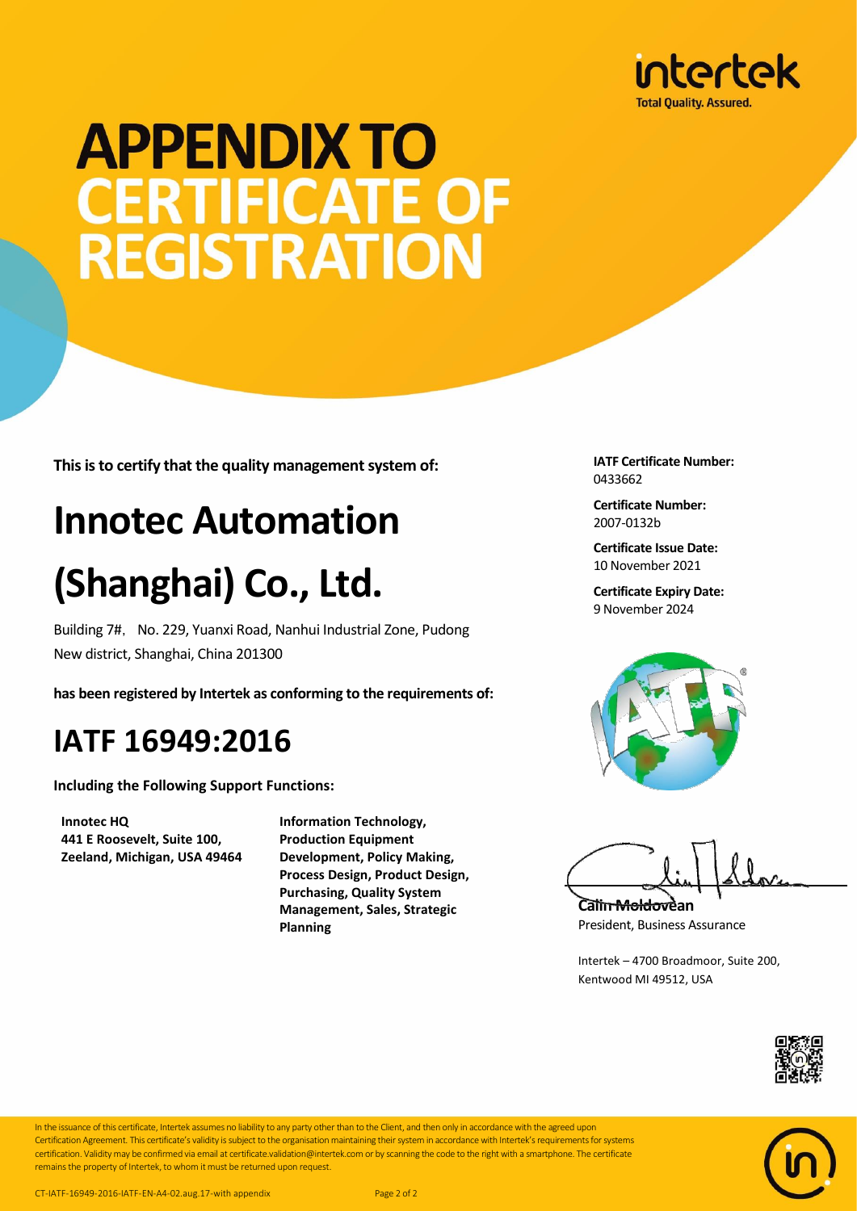intertek
Total Quality. Assured.

# APPENDIX TO CERTIFICATE OF REGISTRATION

**This is to certify that the quality management system of:**

# Innotec Automation (Shanghai) Co., Ltd.

Building 7#, No. 229, Yuanxi Road, Nanhui Industrial Zone, Pudong New district, Shanghai, China 201300

**has been registered by Intertek as conforming to the requirements of:**

## IATF 16949:2016

**Including the Following Support Functions:**

| | |
|---|---|
| **Innotec HQ**<br>**441 E Roosevelt, Suite 100,**<br>**Zeeland, Michigan, USA 49464** | **Information Technology, Production Equipment Development, Policy Making, Process Design, Product Design, Purchasing, Quality System Management, Sales, Strategic Planning** |

**IATF Certificate Number:**
0433662

**Certificate Number:**
2007-0132b

**Certificate Issue Date:**
10 November 2021

**Certificate Expiry Date:**
9 November 2024

**Calin Moldovean**
President, Business Assurance

Intertek – 4700 Broadmoor, Suite 200,
Kentwood MI 49512, USA

In the issuance of this certificate, Intertek assumes no liability to any party other than to the Client, and then only in accordance with the agreed upon Certification Agreement. This certificate's validity is subject to the organisation maintaining their system in accordance with Intertek's requirements for systems certification. Validity may be confirmed via email at certificate.validation@intertek.com or by scanning the code to the right with a smartphone. The certificate remains the property of Intertek, to whom it must be returned upon request.

CT-IATF-16949-2016-IATF-EN-A4-02.aug.17-with appendix